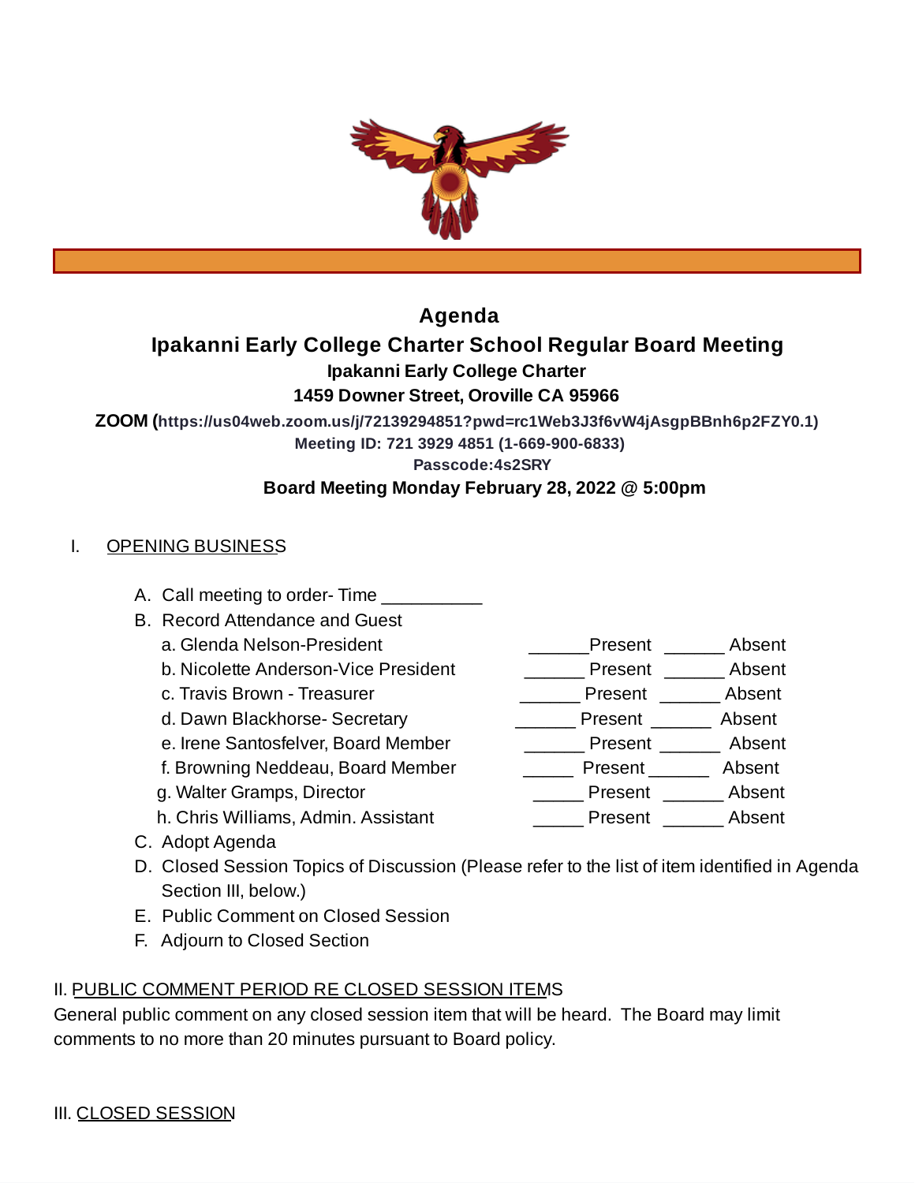# Agenda

## Ipakanni Early College Charter School Regular Board Meeting

**Ipakanni Early College Charter**

**1459 Downer Street, Oroville CA 95966**

**ZOOM (https://us04web.zoom.us/j/72139294851?pwd=rc1Web3J3f6vW4jAsgpBBnh6p2FZY0.1)**

**Meeting ID: 721 3929 4851 (1-669-900-6833)**

**Passcode:4s2SRY**

**Board Meeting Monday February 28, 2022 @ 5:00pm**

I. OPENING BUSINESS

A. Call meeting to order- Time __________

B. Record Attendance and Guest

| | | |
|---|---|---|
| a. Glenda Nelson-President | ______Present | ______ Absent |
| b. Nicolette Anderson-Vice President | ______ Present | ______ Absent |
| c. Travis Brown - Treasurer | ______ Present | ______ Absent |
| d. Dawn Blackhorse- Secretary | ______ Present | ______ Absent |
| e. Irene Santosfelver, Board Member | ______ Present | ______ Absent |
| f. Browning Neddeau, Board Member | _____ Present | ______ Absent |
| g. Walter Gramps, Director | _____ Present | ______ Absent |
| h. Chris Williams, Admin. Assistant | _____ Present | ______ Absent |

C. Adopt Agenda

D. Closed Session Topics of Discussion (Please refer to the list of item identified in Agenda Section III, below.)

E. Public Comment on Closed Session

F. Adjourn to Closed Section

II. PUBLIC COMMENT PERIOD RE CLOSED SESSION ITEMS

General public comment on any closed session item that will be heard. The Board may limit comments to no more than 20 minutes pursuant to Board policy.

III. CLOSED SESSION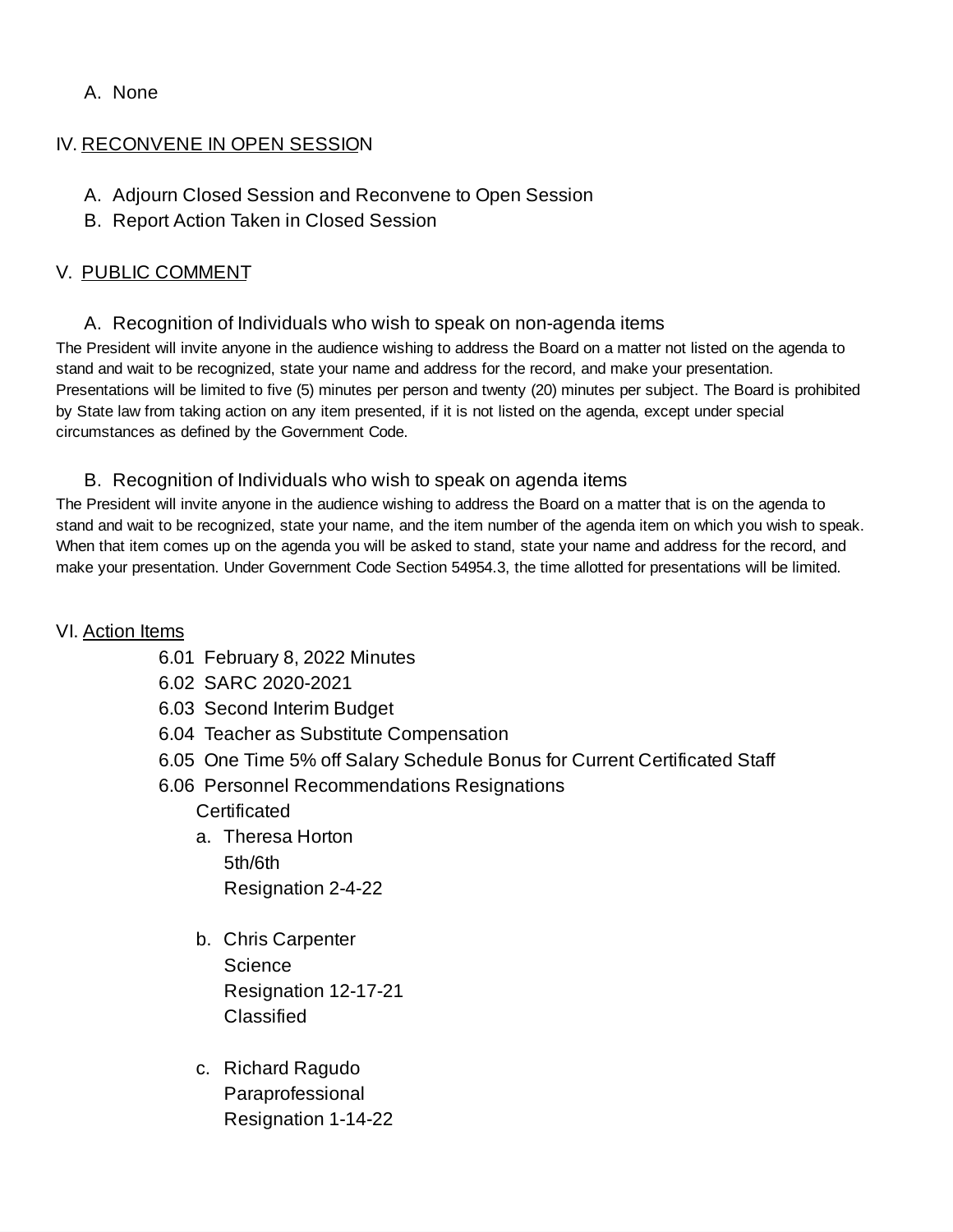A. None

## IV. RECONVENE IN OPEN SESSION

A. Adjourn Closed Session and Reconvene to Open Session
B. Report Action Taken in Closed Session

## V. PUBLIC COMMENT

A. Recognition of Individuals who wish to speak on non-agenda items

The President will invite anyone in the audience wishing to address the Board on a matter not listed on the agenda to stand and wait to be recognized, state your name and address for the record, and make your presentation. Presentations will be limited to five (5) minutes per person and twenty (20) minutes per subject. The Board is prohibited by State law from taking action on any item presented, if it is not listed on the agenda, except under special circumstances as defined by the Government Code.

B. Recognition of Individuals who wish to speak on agenda items

The President will invite anyone in the audience wishing to address the Board on a matter that is on the agenda to stand and wait to be recognized, state your name, and the item number of the agenda item on which you wish to speak. When that item comes up on the agenda you will be asked to stand, state your name and address for the record, and make your presentation. Under Government Code Section 54954.3, the time allotted for presentations will be limited.

## VI. Action Items

6.01 February 8, 2022 Minutes
6.02 SARC 2020-2021
6.03 Second Interim Budget
6.04 Teacher as Substitute Compensation
6.05 One Time 5% off Salary Schedule Bonus for Current Certificated Staff
6.06 Personnel Recommendations Resignations

Certificated

a. Theresa Horton
   5th/6th
   Resignation 2-4-22

b. Chris Carpenter
   Science
   Resignation 12-17-21

Classified

c. Richard Ragudo
   Paraprofessional
   Resignation 1-14-22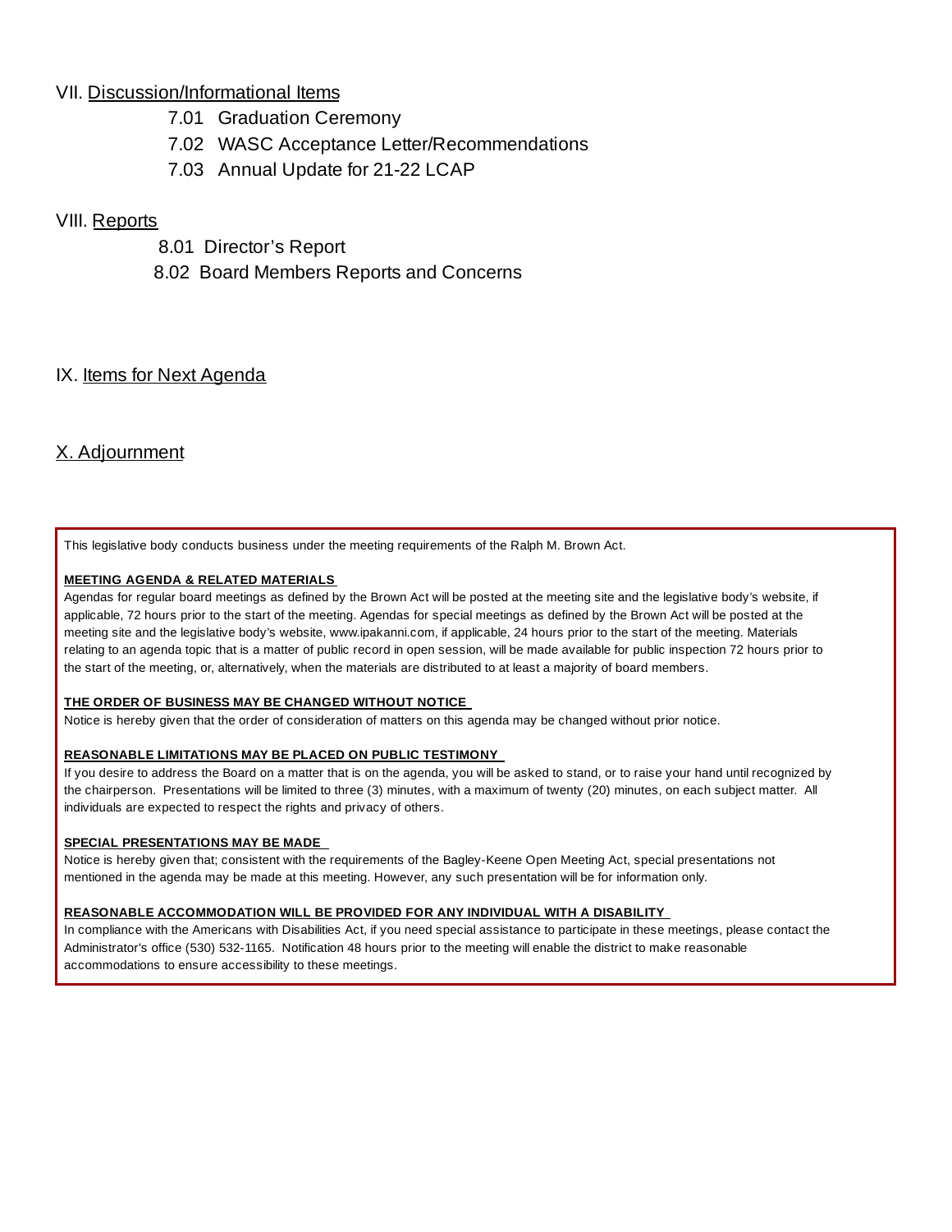VII. Discussion/Informational Items

- 7.01 Graduation Ceremony
- 7.02 WASC Acceptance Letter/Recommendations
- 7.03 Annual Update for 21-22 LCAP

VIII. Reports

- 8.01 Director's Report
- 8.02 Board Members Reports and Concerns

IX. Items for Next Agenda

X. Adjournment

This legislative body conducts business under the meeting requirements of the Ralph M. Brown Act.

**MEETING AGENDA & RELATED MATERIALS**

Agendas for regular board meetings as defined by the Brown Act will be posted at the meeting site and the legislative body's website, if applicable, 72 hours prior to the start of the meeting. Agendas for special meetings as defined by the Brown Act will be posted at the meeting site and the legislative body's website, www.ipakanni.com, if applicable, 24 hours prior to the start of the meeting. Materials relating to an agenda topic that is a matter of public record in open session, will be made available for public inspection 72 hours prior to the start of the meeting, or, alternatively, when the materials are distributed to at least a majority of board members.

**THE ORDER OF BUSINESS MAY BE CHANGED WITHOUT NOTICE**

Notice is hereby given that the order of consideration of matters on this agenda may be changed without prior notice.

**REASONABLE LIMITATIONS MAY BE PLACED ON PUBLIC TESTIMONY**

If you desire to address the Board on a matter that is on the agenda, you will be asked to stand, or to raise your hand until recognized by the chairperson. Presentations will be limited to three (3) minutes, with a maximum of twenty (20) minutes, on each subject matter. All individuals are expected to respect the rights and privacy of others.

**SPECIAL PRESENTATIONS MAY BE MADE**

Notice is hereby given that; consistent with the requirements of the Bagley-Keene Open Meeting Act, special presentations not mentioned in the agenda may be made at this meeting. However, any such presentation will be for information only.

**REASONABLE ACCOMMODATION WILL BE PROVIDED FOR ANY INDIVIDUAL WITH A DISABILITY**

In compliance with the Americans with Disabilities Act, if you need special assistance to participate in these meetings, please contact the Administrator's office (530) 532-1165. Notification 48 hours prior to the meeting will enable the district to make reasonable accommodations to ensure accessibility to these meetings.